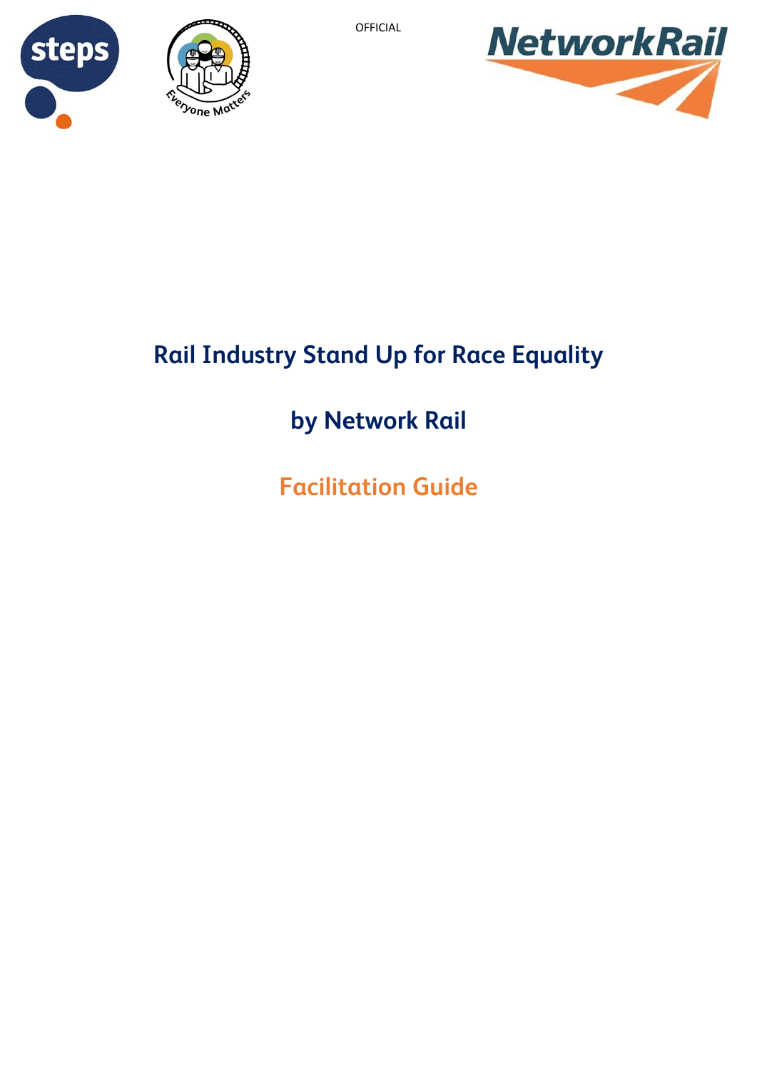OFFICIAL

# Rail Industry Stand Up for Race Equality

## by Network Rail

## Facilitation Guide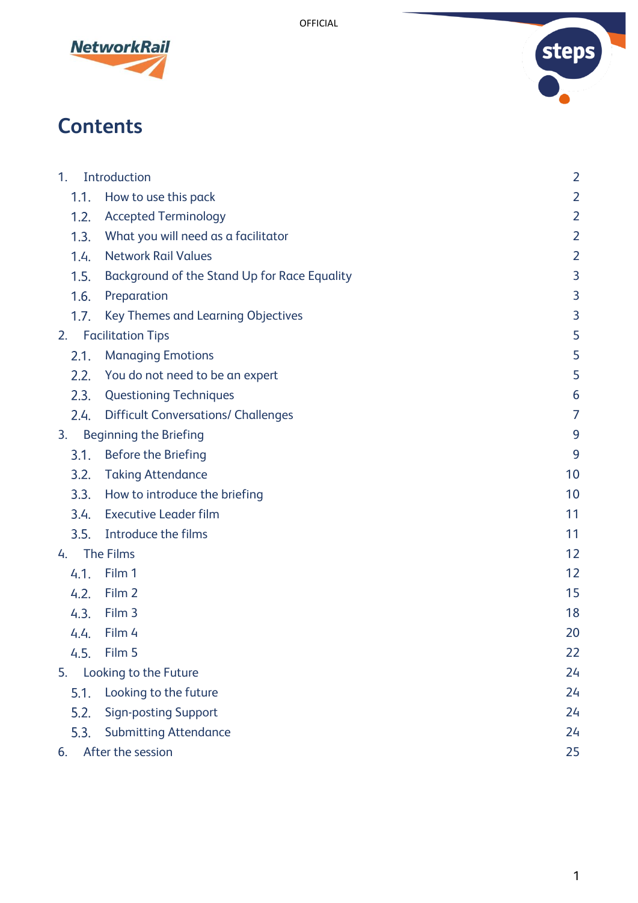# Contents

1. Introduction 2
    1.1. How to use this pack 2
    1.2. Accepted Terminology 2
    1.3. What you will need as a facilitator 2
    1.4. Network Rail Values 2
    1.5. Background of the Stand Up for Race Equality 3
    1.6. Preparation 3
    1.7. Key Themes and Learning Objectives 3
2. Facilitation Tips 5
    2.1. Managing Emotions 5
    2.2. You do not need to be an expert 5
    2.3. Questioning Techniques 6
    2.4. Difficult Conversations/ Challenges 7
3. Beginning the Briefing 9
    3.1. Before the Briefing 9
    3.2. Taking Attendance 10
    3.3. How to introduce the briefing 10
    3.4. Executive Leader film 11
    3.5. Introduce the films 11
4. The Films 12
    4.1. Film 1 12
    4.2. Film 2 15
    4.3. Film 3 18
    4.4. Film 4 20
    4.5. Film 5 22
5. Looking to the Future 24
    5.1. Looking to the future 24
    5.2. Sign-posting Support 24
    5.3. Submitting Attendance 24
6. After the session 25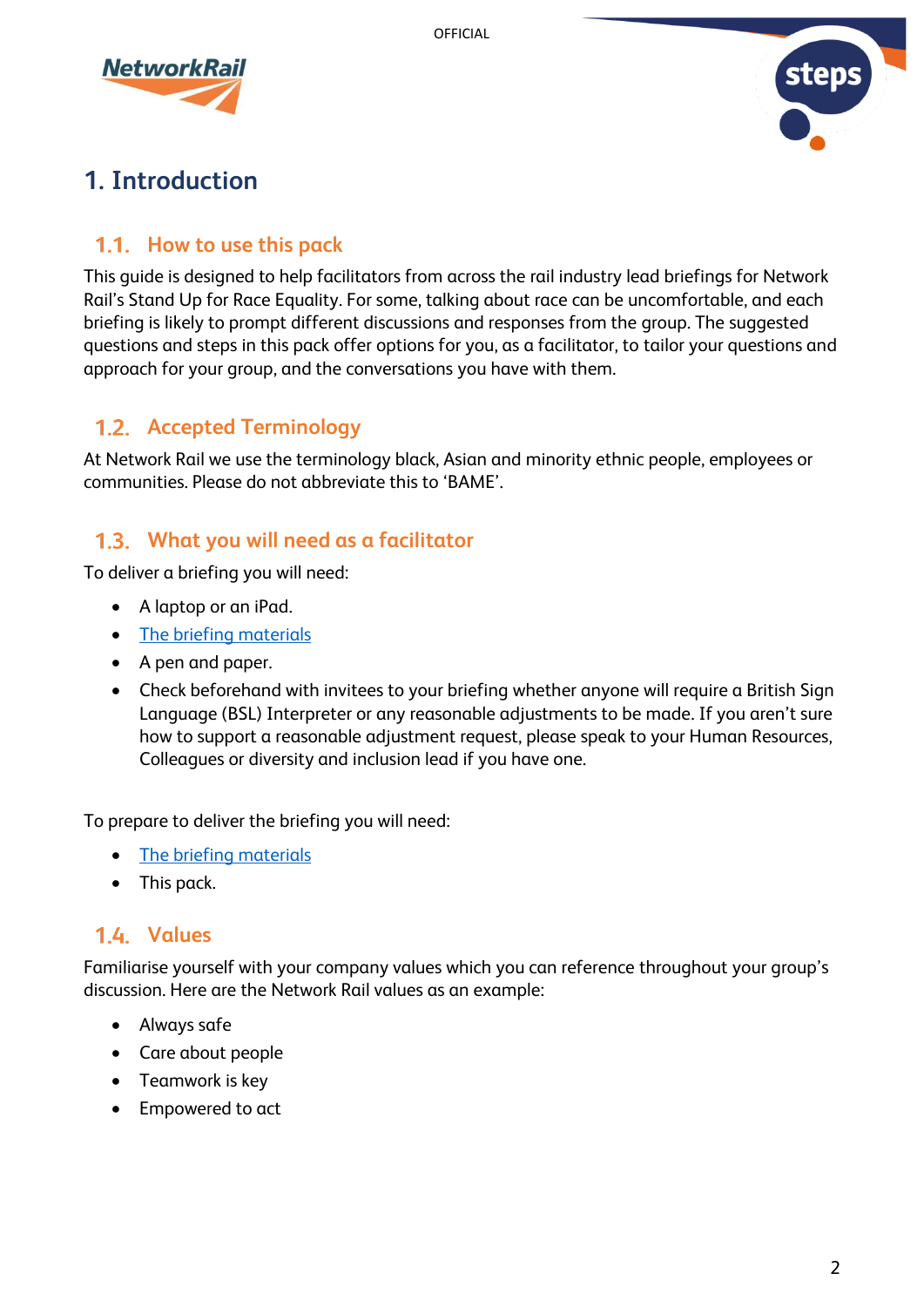# 1. Introduction

## 1.1. How to use this pack

This guide is designed to help facilitators from across the rail industry lead briefings for Network Rail's Stand Up for Race Equality. For some, talking about race can be uncomfortable, and each briefing is likely to prompt different discussions and responses from the group. The suggested questions and steps in this pack offer options for you, as a facilitator, to tailor your questions and approach for your group, and the conversations you have with them.

## 1.2. Accepted Terminology

At Network Rail we use the terminology black, Asian and minority ethnic people, employees or communities. Please do not abbreviate this to 'BAME'.

## 1.3. What you will need as a facilitator

To deliver a briefing you will need:

- A laptop or an iPad.
- The briefing materials
- A pen and paper.
- Check beforehand with invitees to your briefing whether anyone will require a British Sign Language (BSL) Interpreter or any reasonable adjustments to be made. If you aren't sure how to support a reasonable adjustment request, please speak to your Human Resources, Colleagues or diversity and inclusion lead if you have one.

To prepare to deliver the briefing you will need:

- The briefing materials
- This pack.

## 1.4. Values

Familiarise yourself with your company values which you can reference throughout your group's discussion. Here are the Network Rail values as an example:

- Always safe
- Care about people
- Teamwork is key
- Empowered to act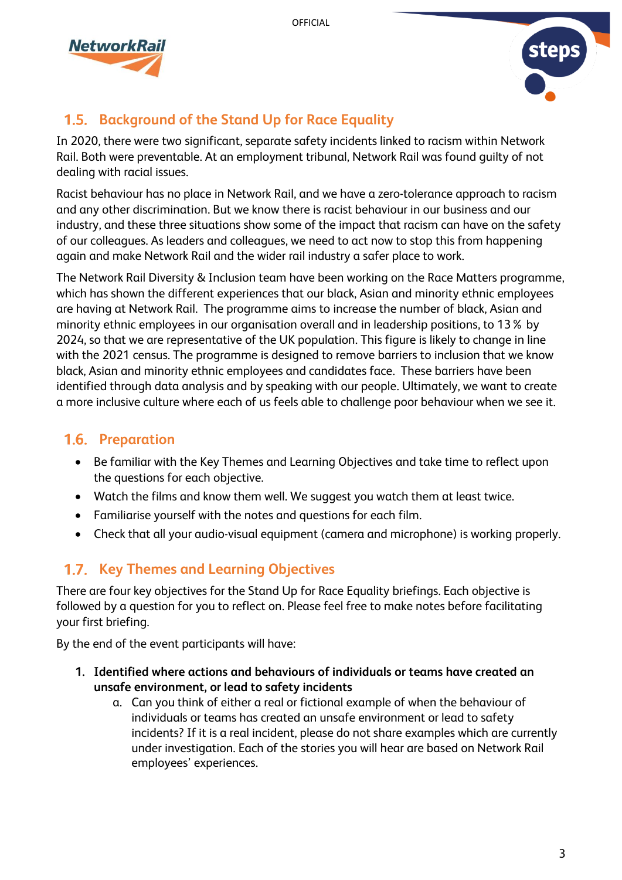## 1.5. Background of the Stand Up for Race Equality

In 2020, there were two significant, separate safety incidents linked to racism within Network Rail. Both were preventable. At an employment tribunal, Network Rail was found guilty of not dealing with racial issues.

Racist behaviour has no place in Network Rail, and we have a zero-tolerance approach to racism and any other discrimination. But we know there is racist behaviour in our business and our industry, and these three situations show some of the impact that racism can have on the safety of our colleagues. As leaders and colleagues, we need to act now to stop this from happening again and make Network Rail and the wider rail industry a safer place to work.

The Network Rail Diversity & Inclusion team have been working on the Race Matters programme, which has shown the different experiences that our black, Asian and minority ethnic employees are having at Network Rail. The programme aims to increase the number of black, Asian and minority ethnic employees in our organisation overall and in leadership positions, to 13 % by 2024, so that we are representative of the UK population. This figure is likely to change in line with the 2021 census. The programme is designed to remove barriers to inclusion that we know black, Asian and minority ethnic employees and candidates face. These barriers have been identified through data analysis and by speaking with our people. Ultimately, we want to create a more inclusive culture where each of us feels able to challenge poor behaviour when we see it.

## 1.6. Preparation

- Be familiar with the Key Themes and Learning Objectives and take time to reflect upon the questions for each objective.
- Watch the films and know them well. We suggest you watch them at least twice.
- Familiarise yourself with the notes and questions for each film.
- Check that all your audio-visual equipment (camera and microphone) is working properly.

## 1.7. Key Themes and Learning Objectives

There are four key objectives for the Stand Up for Race Equality briefings. Each objective is followed by a question for you to reflect on. Please feel free to make notes before facilitating your first briefing.

By the end of the event participants will have:

1. **Identified where actions and behaviours of individuals or teams have created an unsafe environment, or lead to safety incidents**
   a. Can you think of either a real or fictional example of when the behaviour of individuals or teams has created an unsafe environment or lead to safety incidents? If it is a real incident, please do not share examples which are currently under investigation. Each of the stories you will hear are based on Network Rail employees' experiences.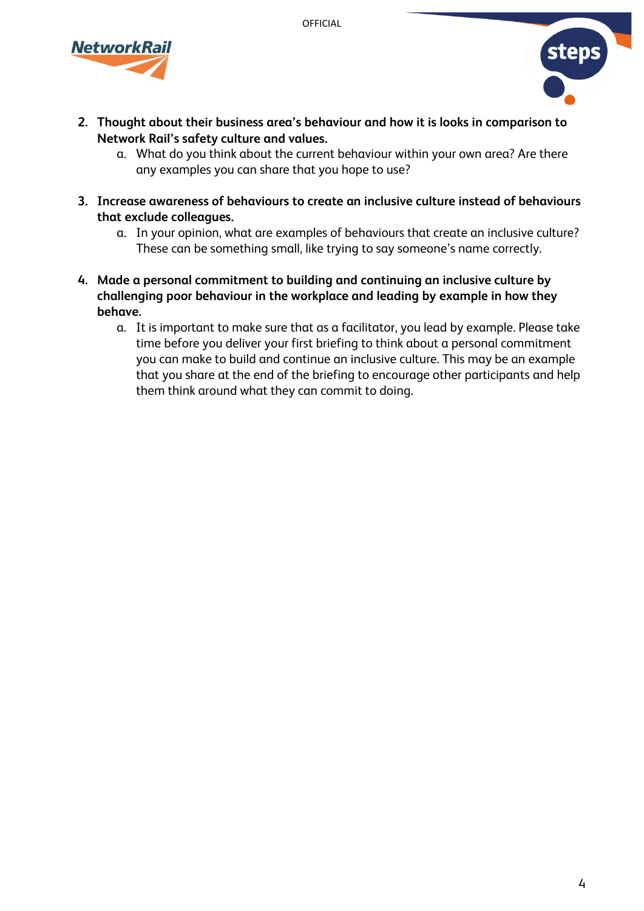2. **Thought about their business area's behaviour and how it is looks in comparison to Network Rail's safety culture and values.**
    a. What do you think about the current behaviour within your own area? Are there any examples you can share that you hope to use?

3. **Increase awareness of behaviours to create an inclusive culture instead of behaviours that exclude colleagues.**
    a. In your opinion, what are examples of behaviours that create an inclusive culture? These can be something small, like trying to say someone's name correctly.

4. **Made a personal commitment to building and continuing an inclusive culture by challenging poor behaviour in the workplace and leading by example in how they behave.**
    a. It is important to make sure that as a facilitator, you lead by example. Please take time before you deliver your first briefing to think about a personal commitment you can make to build and continue an inclusive culture. This may be an example that you share at the end of the briefing to encourage other participants and help them think around what they can commit to doing.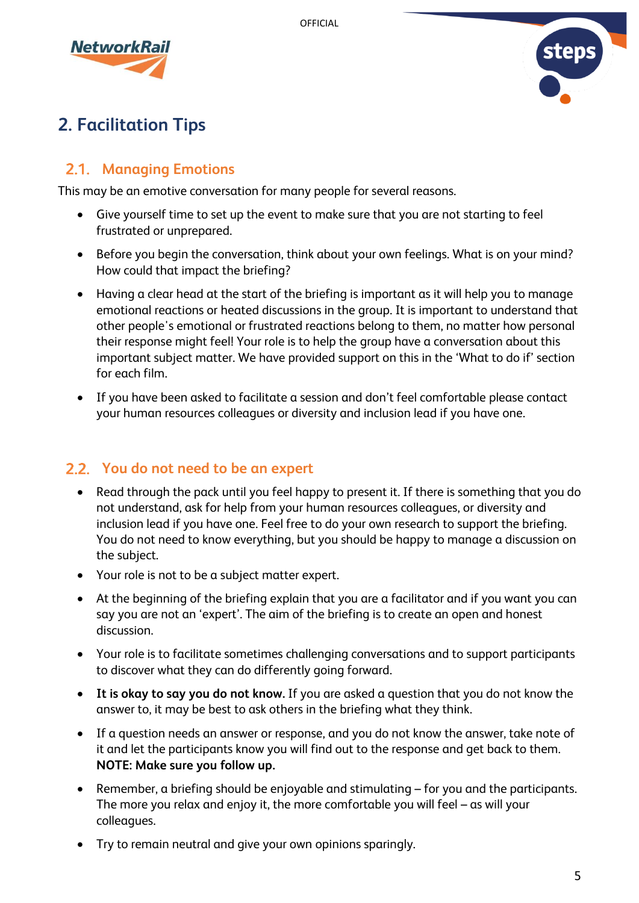## 2. Facilitation Tips

### 2.1. Managing Emotions

This may be an emotive conversation for many people for several reasons.

- Give yourself time to set up the event to make sure that you are not starting to feel frustrated or unprepared.
- Before you begin the conversation, think about your own feelings. What is on your mind? How could that impact the briefing?
- Having a clear head at the start of the briefing is important as it will help you to manage emotional reactions or heated discussions in the group. It is important to understand that other people's emotional or frustrated reactions belong to them, no matter how personal their response might feel! Your role is to help the group have a conversation about this important subject matter. We have provided support on this in the 'What to do if' section for each film.
- If you have been asked to facilitate a session and don't feel comfortable please contact your human resources colleagues or diversity and inclusion lead if you have one.

### 2.2. You do not need to be an expert

- Read through the pack until you feel happy to present it. If there is something that you do not understand, ask for help from your human resources colleagues, or diversity and inclusion lead if you have one. Feel free to do your own research to support the briefing. You do not need to know everything, but you should be happy to manage a discussion on the subject.
- Your role is not to be a subject matter expert.
- At the beginning of the briefing explain that you are a facilitator and if you want you can say you are not an 'expert'. The aim of the briefing is to create an open and honest discussion.
- Your role is to facilitate sometimes challenging conversations and to support participants to discover what they can do differently going forward.
- **It is okay to say you do not know.** If you are asked a question that you do not know the answer to, it may be best to ask others in the briefing what they think.
- If a question needs an answer or response, and you do not know the answer, take note of it and let the participants know you will find out to the response and get back to them. **NOTE: Make sure you follow up.**
- Remember, a briefing should be enjoyable and stimulating – for you and the participants. The more you relax and enjoy it, the more comfortable you will feel – as will your colleagues.
- Try to remain neutral and give your own opinions sparingly.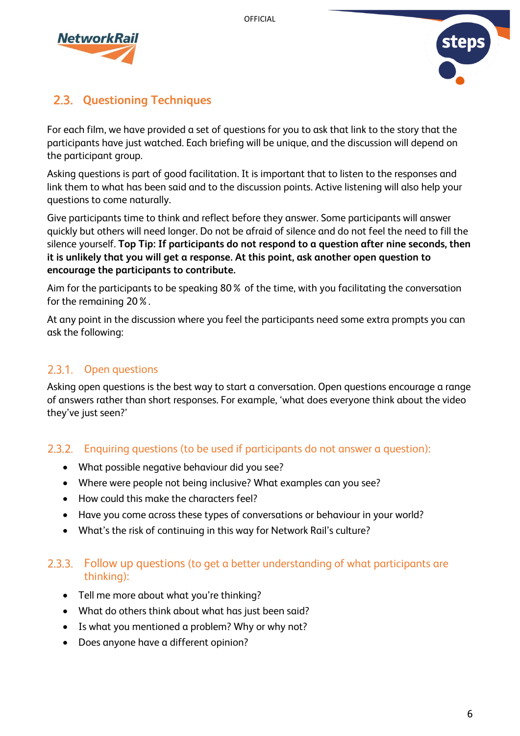## 2.3. Questioning Techniques

For each film, we have provided a set of questions for you to ask that link to the story that the participants have just watched. Each briefing will be unique, and the discussion will depend on the participant group.

Asking questions is part of good facilitation. It is important that to listen to the responses and link them to what has been said and to the discussion points. Active listening will also help your questions to come naturally.

Give participants time to think and reflect before they answer. Some participants will answer quickly but others will need longer. Do not be afraid of silence and do not feel the need to fill the silence yourself. **Top Tip: If participants do not respond to a question after nine seconds, then it is unlikely that you will get a response. At this point, ask another open question to encourage the participants to contribute.**

Aim for the participants to be speaking 80 % of the time, with you facilitating the conversation for the remaining 20 %.

At any point in the discussion where you feel the participants need some extra prompts you can ask the following:

### 2.3.1. Open questions

Asking open questions is the best way to start a conversation. Open questions encourage a range of answers rather than short responses. For example, 'what does everyone think about the video they've just seen?'

### 2.3.2. Enquiring questions (to be used if participants do not answer a question):

- What possible negative behaviour did you see?
- Where were people not being inclusive? What examples can you see?
- How could this make the characters feel?
- Have you come across these types of conversations or behaviour in your world?
- What's the risk of continuing in this way for Network Rail's culture?

### 2.3.3. Follow up questions (to get a better understanding of what participants are thinking):

- Tell me more about what you're thinking?
- What do others think about what has just been said?
- Is what you mentioned a problem? Why or why not?
- Does anyone have a different opinion?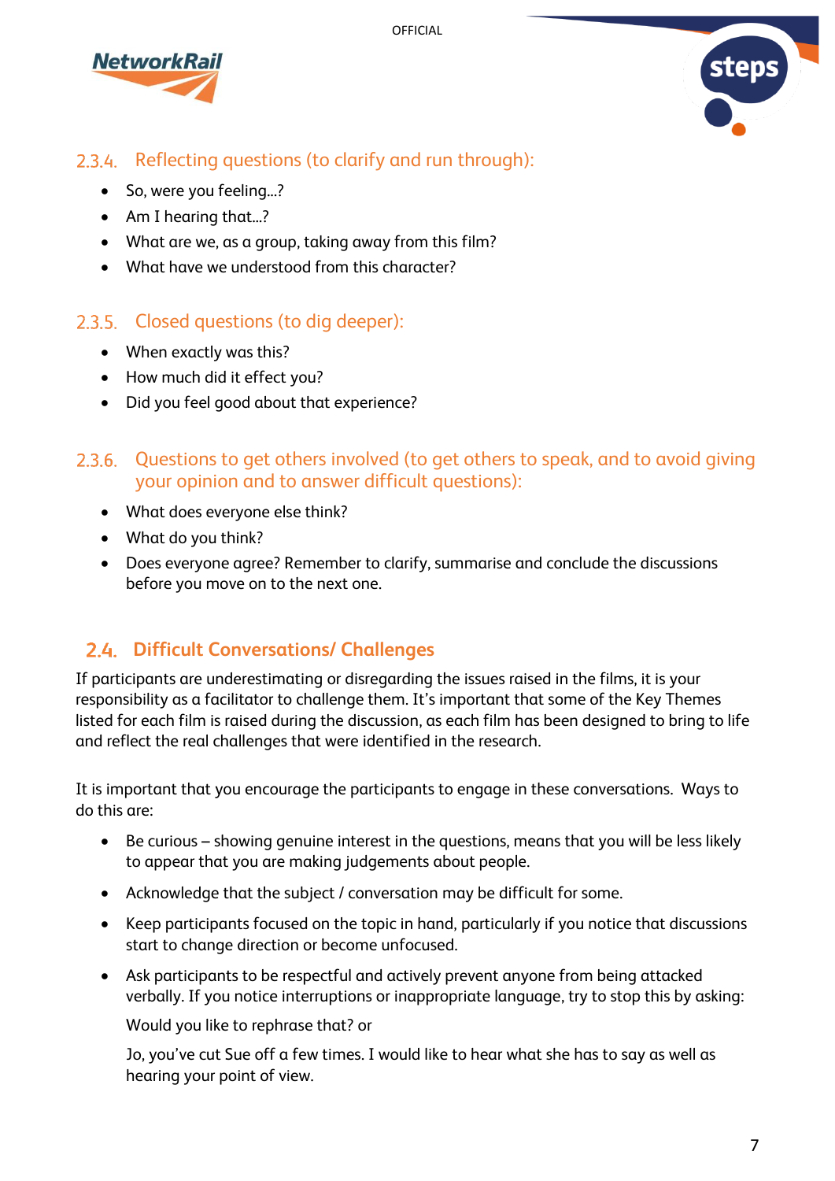### 2.3.4. Reflecting questions (to clarify and run through):

- So, were you feeling...?
- Am I hearing that...?
- What are we, as a group, taking away from this film?
- What have we understood from this character?

### 2.3.5. Closed questions (to dig deeper):

- When exactly was this?
- How much did it effect you?
- Did you feel good about that experience?

### 2.3.6. Questions to get others involved (to get others to speak, and to avoid giving your opinion and to answer difficult questions):

- What does everyone else think?
- What do you think?
- Does everyone agree? Remember to clarify, summarise and conclude the discussions before you move on to the next one.

## 2.4. Difficult Conversations/ Challenges

If participants are underestimating or disregarding the issues raised in the films, it is your responsibility as a facilitator to challenge them. It's important that some of the Key Themes listed for each film is raised during the discussion, as each film has been designed to bring to life and reflect the real challenges that were identified in the research.

It is important that you encourage the participants to engage in these conversations. Ways to do this are:

- Be curious – showing genuine interest in the questions, means that you will be less likely to appear that you are making judgements about people.
- Acknowledge that the subject / conversation may be difficult for some.
- Keep participants focused on the topic in hand, particularly if you notice that discussions start to change direction or become unfocused.
- Ask participants to be respectful and actively prevent anyone from being attacked verbally. If you notice interruptions or inappropriate language, try to stop this by asking:

  Would you like to rephrase that? or

  Jo, you've cut Sue off a few times. I would like to hear what she has to say as well as hearing your point of view.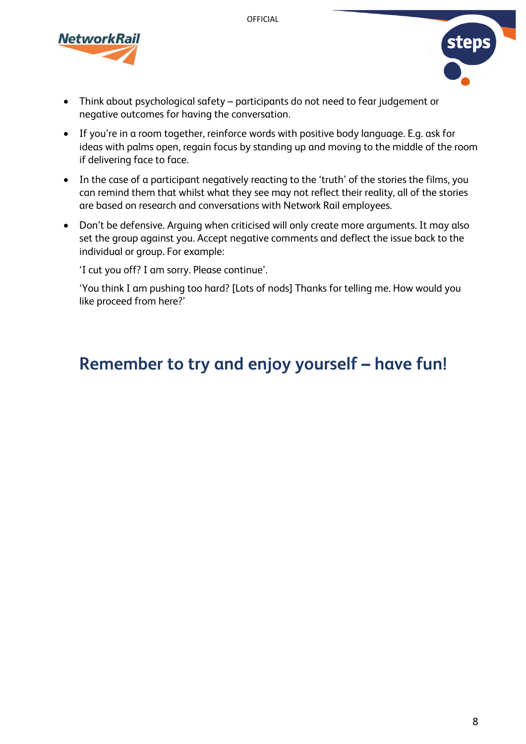- Think about psychological safety – participants do not need to fear judgement or negative outcomes for having the conversation.
- If you're in a room together, reinforce words with positive body language. E.g. ask for ideas with palms open, regain focus by standing up and moving to the middle of the room if delivering face to face.
- In the case of a participant negatively reacting to the 'truth' of the stories the films, you can remind them that whilst what they see may not reflect their reality, all of the stories are based on research and conversations with Network Rail employees.
- Don't be defensive. Arguing when criticised will only create more arguments. It may also set the group against you. Accept negative comments and deflect the issue back to the individual or group. For example:

  'I cut you off? I am sorry. Please continue'.

  'You think I am pushing too hard? [Lots of nods] Thanks for telling me. How would you like proceed from here?'

## Remember to try and enjoy yourself – have fun!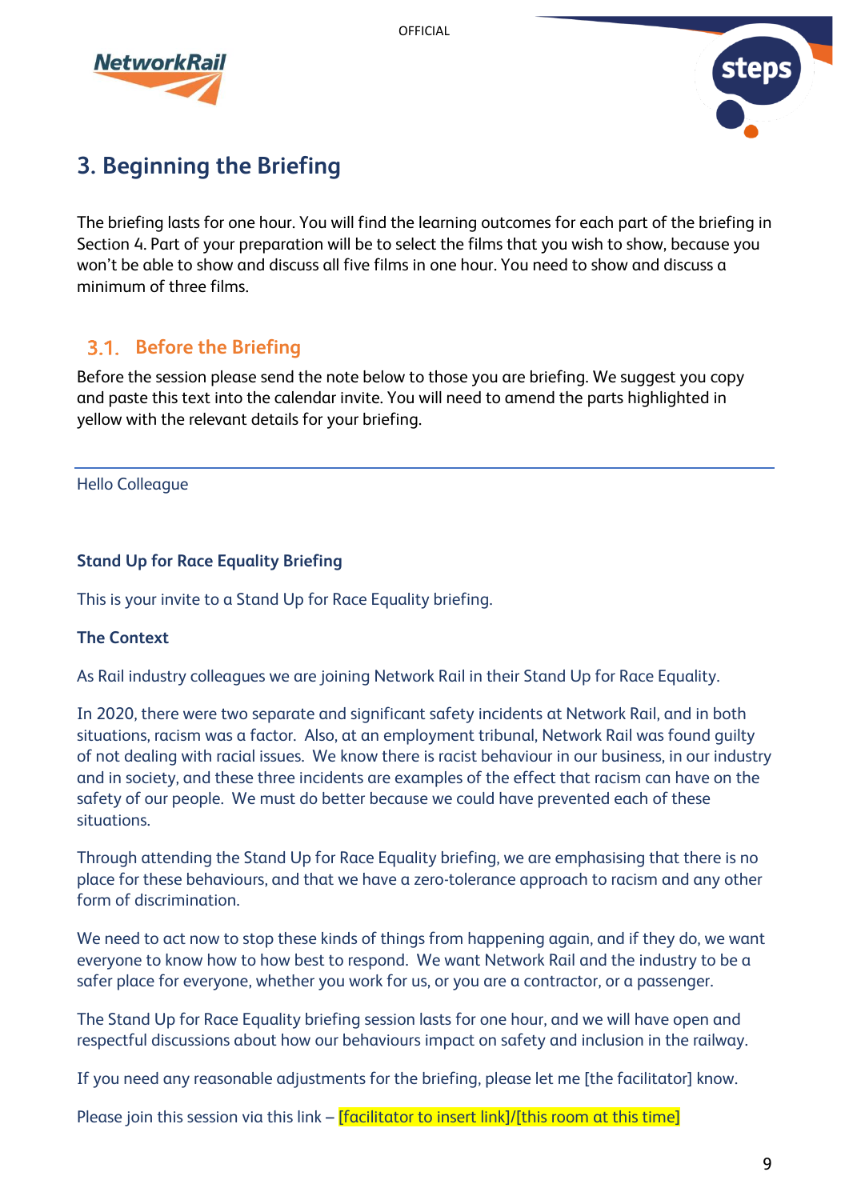# 3. Beginning the Briefing

The briefing lasts for one hour. You will find the learning outcomes for each part of the briefing in Section 4. Part of your preparation will be to select the films that you wish to show, because you won't be able to show and discuss all five films in one hour. You need to show and discuss a minimum of three films.

## 3.1. Before the Briefing

Before the session please send the note below to those you are briefing. We suggest you copy and paste this text into the calendar invite. You will need to amend the parts highlighted in yellow with the relevant details for your briefing.

---

Hello Colleague

**Stand Up for Race Equality Briefing**

This is your invite to a Stand Up for Race Equality briefing.

**The Context**

As Rail industry colleagues we are joining Network Rail in their Stand Up for Race Equality.

In 2020, there were two separate and significant safety incidents at Network Rail, and in both situations, racism was a factor. Also, at an employment tribunal, Network Rail was found guilty of not dealing with racial issues. We know there is racist behaviour in our business, in our industry and in society, and these three incidents are examples of the effect that racism can have on the safety of our people. We must do better because we could have prevented each of these situations.

Through attending the Stand Up for Race Equality briefing, we are emphasising that there is no place for these behaviours, and that we have a zero-tolerance approach to racism and any other form of discrimination.

We need to act now to stop these kinds of things from happening again, and if they do, we want everyone to know how to how best to respond. We want Network Rail and the industry to be a safer place for everyone, whether you work for us, or you are a contractor, or a passenger.

The Stand Up for Race Equality briefing session lasts for one hour, and we will have open and respectful discussions about how our behaviours impact on safety and inclusion in the railway.

If you need any reasonable adjustments for the briefing, please let me [the facilitator] know.

Please join this session via this link – [facilitator to insert link]/[this room at this time]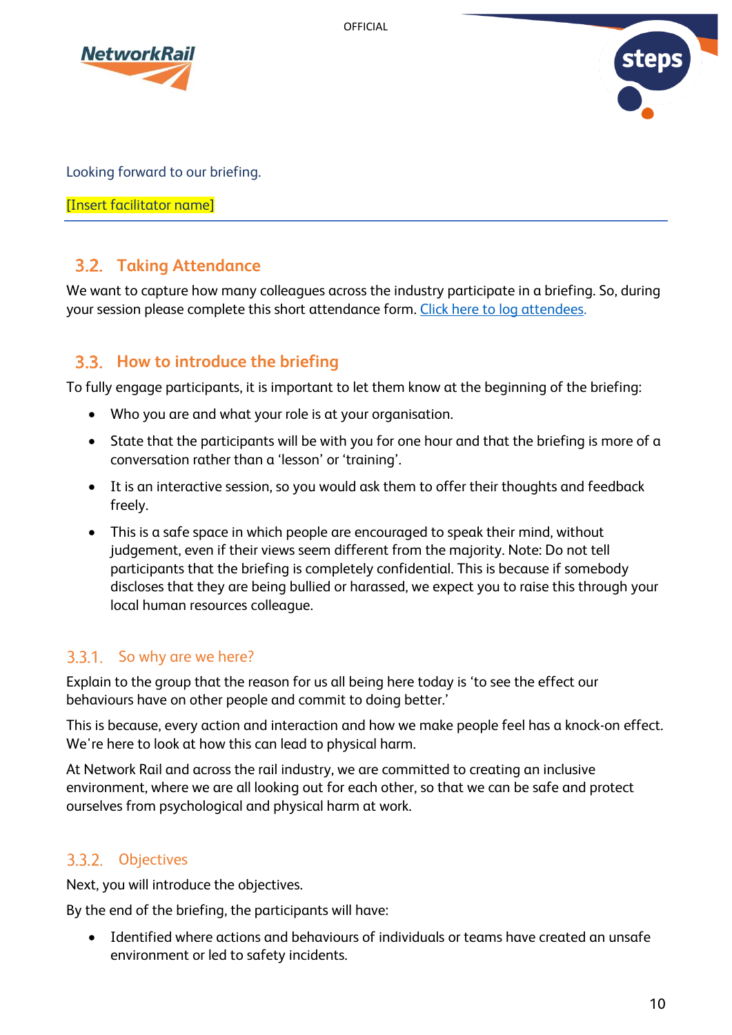Looking forward to our briefing.

[Insert facilitator name]

---

## 3.2. Taking Attendance

We want to capture how many colleagues across the industry participate in a briefing. So, during your session please complete this short attendance form. Click here to log attendees.

## 3.3. How to introduce the briefing

To fully engage participants, it is important to let them know at the beginning of the briefing:

- Who you are and what your role is at your organisation.
- State that the participants will be with you for one hour and that the briefing is more of a conversation rather than a 'lesson' or 'training'.
- It is an interactive session, so you would ask them to offer their thoughts and feedback freely.
- This is a safe space in which people are encouraged to speak their mind, without judgement, even if their views seem different from the majority. Note: Do not tell participants that the briefing is completely confidential. This is because if somebody discloses that they are being bullied or harassed, we expect you to raise this through your local human resources colleague.

### 3.3.1. So why are we here?

Explain to the group that the reason for us all being here today is 'to see the effect our behaviours have on other people and commit to doing better.'

This is because, every action and interaction and how we make people feel has a knock-on effect. We're here to look at how this can lead to physical harm.

At Network Rail and across the rail industry, we are committed to creating an inclusive environment, where we are all looking out for each other, so that we can be safe and protect ourselves from psychological and physical harm at work.

### 3.3.2. Objectives

Next, you will introduce the objectives.

By the end of the briefing, the participants will have:

- Identified where actions and behaviours of individuals or teams have created an unsafe environment or led to safety incidents.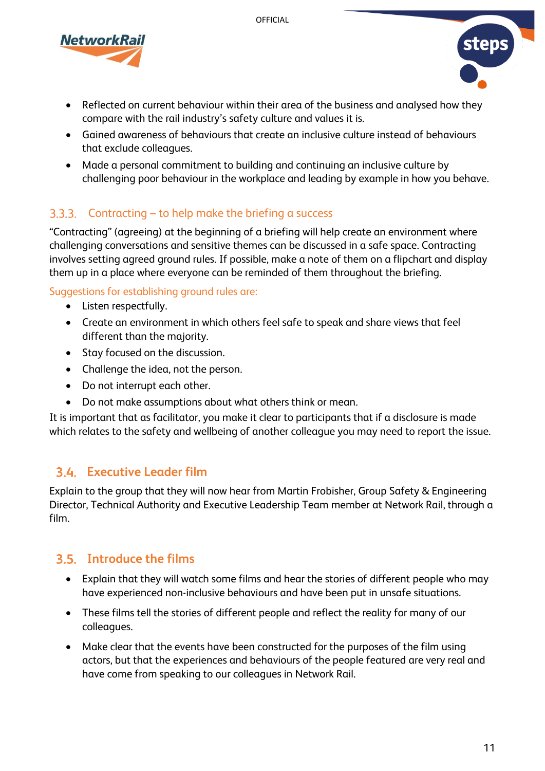- Reflected on current behaviour within their area of the business and analysed how they compare with the rail industry's safety culture and values it is.
- Gained awareness of behaviours that create an inclusive culture instead of behaviours that exclude colleagues.
- Made a personal commitment to building and continuing an inclusive culture by challenging poor behaviour in the workplace and leading by example in how you behave.

### 3.3.3. Contracting – to help make the briefing a success

"Contracting" (agreeing) at the beginning of a briefing will help create an environment where challenging conversations and sensitive themes can be discussed in a safe space. Contracting involves setting agreed ground rules. If possible, make a note of them on a flipchart and display them up in a place where everyone can be reminded of them throughout the briefing.

Suggestions for establishing ground rules are:

- Listen respectfully.
- Create an environment in which others feel safe to speak and share views that feel different than the majority.
- Stay focused on the discussion.
- Challenge the idea, not the person.
- Do not interrupt each other.
- Do not make assumptions about what others think or mean.

It is important that as facilitator, you make it clear to participants that if a disclosure is made which relates to the safety and wellbeing of another colleague you may need to report the issue.

## 3.4. Executive Leader film

Explain to the group that they will now hear from Martin Frobisher, Group Safety & Engineering Director, Technical Authority and Executive Leadership Team member at Network Rail, through a film.

## 3.5. Introduce the films

- Explain that they will watch some films and hear the stories of different people who may have experienced non-inclusive behaviours and have been put in unsafe situations.
- These films tell the stories of different people and reflect the reality for many of our colleagues.
- Make clear that the events have been constructed for the purposes of the film using actors, but that the experiences and behaviours of the people featured are very real and have come from speaking to our colleagues in Network Rail.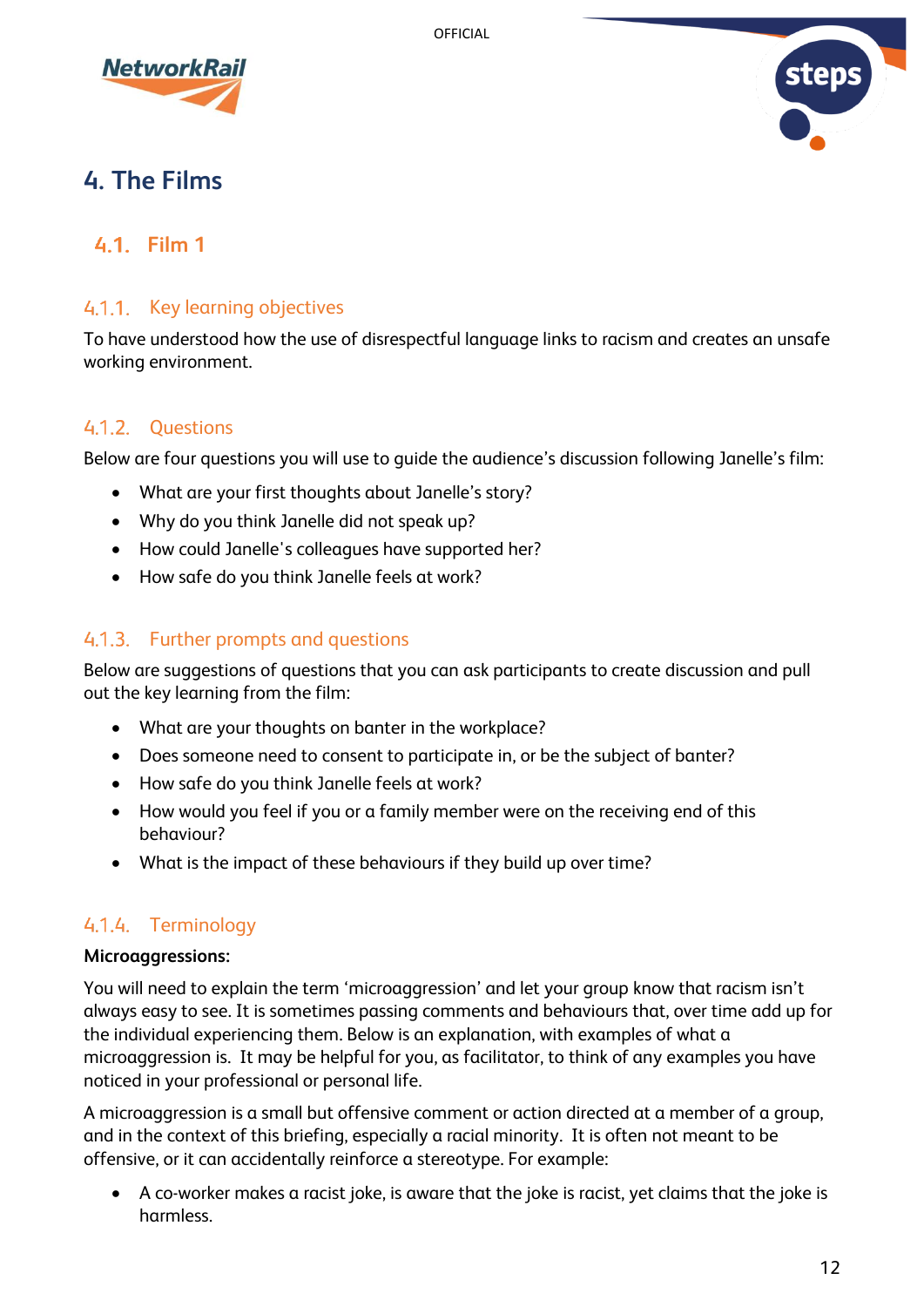# 4. The Films

## 4.1. Film 1

### 4.1.1. Key learning objectives

To have understood how the use of disrespectful language links to racism and creates an unsafe working environment.

### 4.1.2. Questions

Below are four questions you will use to guide the audience's discussion following Janelle's film:

- What are your first thoughts about Janelle's story?
- Why do you think Janelle did not speak up?
- How could Janelle's colleagues have supported her?
- How safe do you think Janelle feels at work?

### 4.1.3. Further prompts and questions

Below are suggestions of questions that you can ask participants to create discussion and pull out the key learning from the film:

- What are your thoughts on banter in the workplace?
- Does someone need to consent to participate in, or be the subject of banter?
- How safe do you think Janelle feels at work?
- How would you feel if you or a family member were on the receiving end of this behaviour?
- What is the impact of these behaviours if they build up over time?

### 4.1.4. Terminology

**Microaggressions:**

You will need to explain the term 'microaggression' and let your group know that racism isn't always easy to see. It is sometimes passing comments and behaviours that, over time add up for the individual experiencing them. Below is an explanation, with examples of what a microaggression is. It may be helpful for you, as facilitator, to think of any examples you have noticed in your professional or personal life.

A microaggression is a small but offensive comment or action directed at a member of a group, and in the context of this briefing, especially a racial minority. It is often not meant to be offensive, or it can accidentally reinforce a stereotype. For example:

- A co-worker makes a racist joke, is aware that the joke is racist, yet claims that the joke is harmless.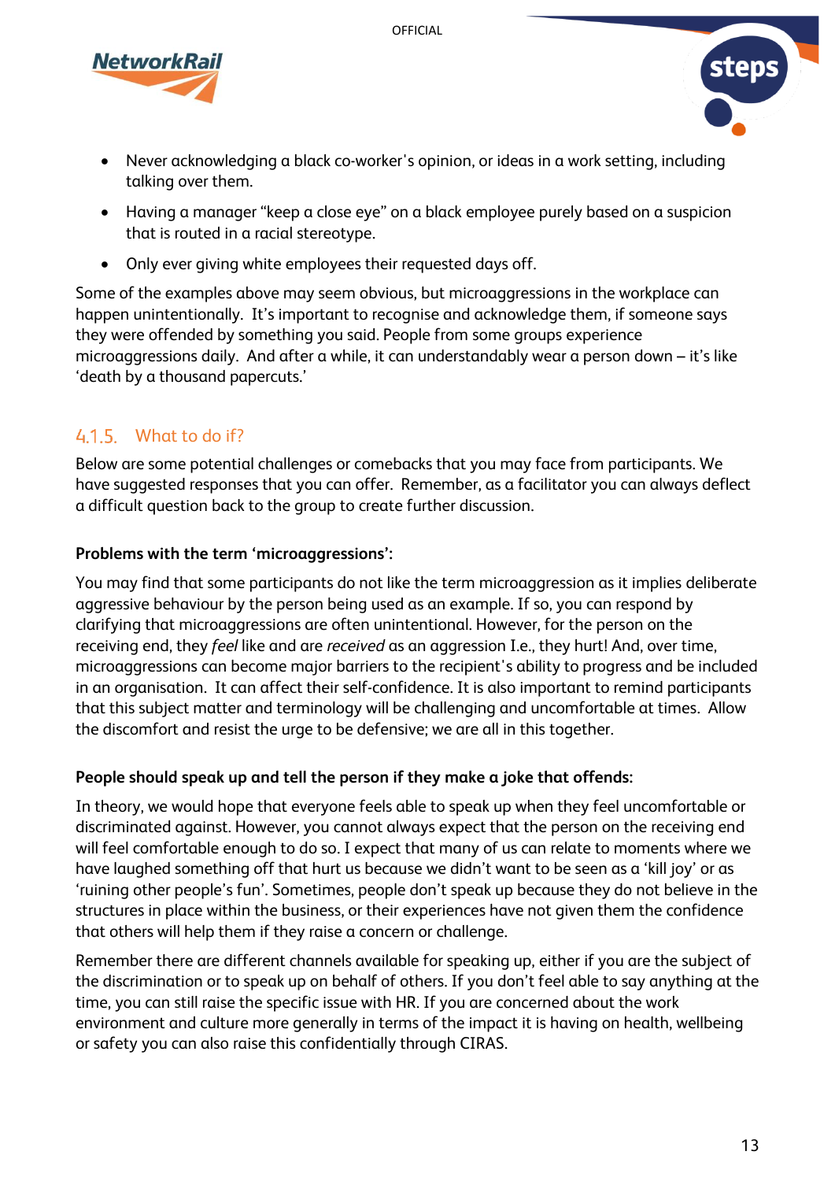- Never acknowledging a black co-worker's opinion, or ideas in a work setting, including talking over them.
- Having a manager "keep a close eye" on a black employee purely based on a suspicion that is routed in a racial stereotype.
- Only ever giving white employees their requested days off.

Some of the examples above may seem obvious, but microaggressions in the workplace can happen unintentionally. It's important to recognise and acknowledge them, if someone says they were offended by something you said. People from some groups experience microaggressions daily. And after a while, it can understandably wear a person down – it's like 'death by a thousand papercuts.'

### 4.1.5. What to do if?

Below are some potential challenges or comebacks that you may face from participants. We have suggested responses that you can offer. Remember, as a facilitator you can always deflect a difficult question back to the group to create further discussion.

**Problems with the term 'microaggressions':**

You may find that some participants do not like the term microaggression as it implies deliberate aggressive behaviour by the person being used as an example. If so, you can respond by clarifying that microaggressions are often unintentional. However, for the person on the receiving end, they *feel* like and are *received* as an aggression I.e., they hurt! And, over time, microaggressions can become major barriers to the recipient's ability to progress and be included in an organisation. It can affect their self-confidence. It is also important to remind participants that this subject matter and terminology will be challenging and uncomfortable at times. Allow the discomfort and resist the urge to be defensive; we are all in this together.

**People should speak up and tell the person if they make a joke that offends:**

In theory, we would hope that everyone feels able to speak up when they feel uncomfortable or discriminated against. However, you cannot always expect that the person on the receiving end will feel comfortable enough to do so. I expect that many of us can relate to moments where we have laughed something off that hurt us because we didn't want to be seen as a 'kill joy' or as 'ruining other people's fun'. Sometimes, people don't speak up because they do not believe in the structures in place within the business, or their experiences have not given them the confidence that others will help them if they raise a concern or challenge.

Remember there are different channels available for speaking up, either if you are the subject of the discrimination or to speak up on behalf of others. If you don't feel able to say anything at the time, you can still raise the specific issue with HR. If you are concerned about the work environment and culture more generally in terms of the impact it is having on health, wellbeing or safety you can also raise this confidentially through CIRAS.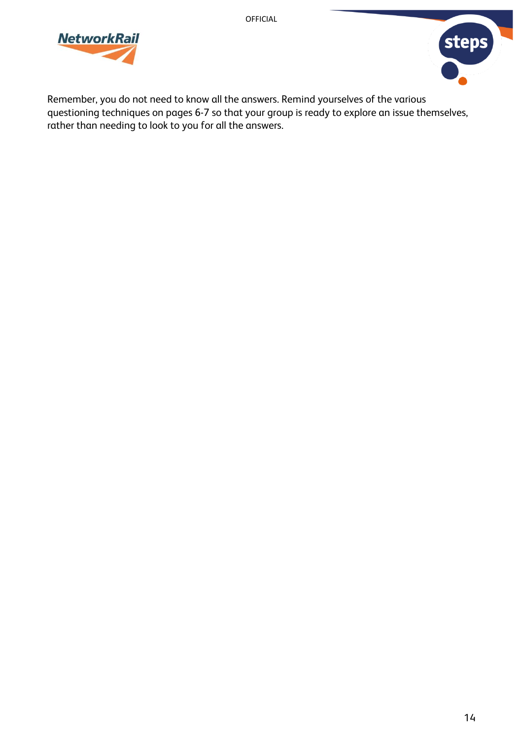Remember, you do not need to know all the answers. Remind yourselves of the various questioning techniques on pages 6-7 so that your group is ready to explore an issue themselves, rather than needing to look to you for all the answers.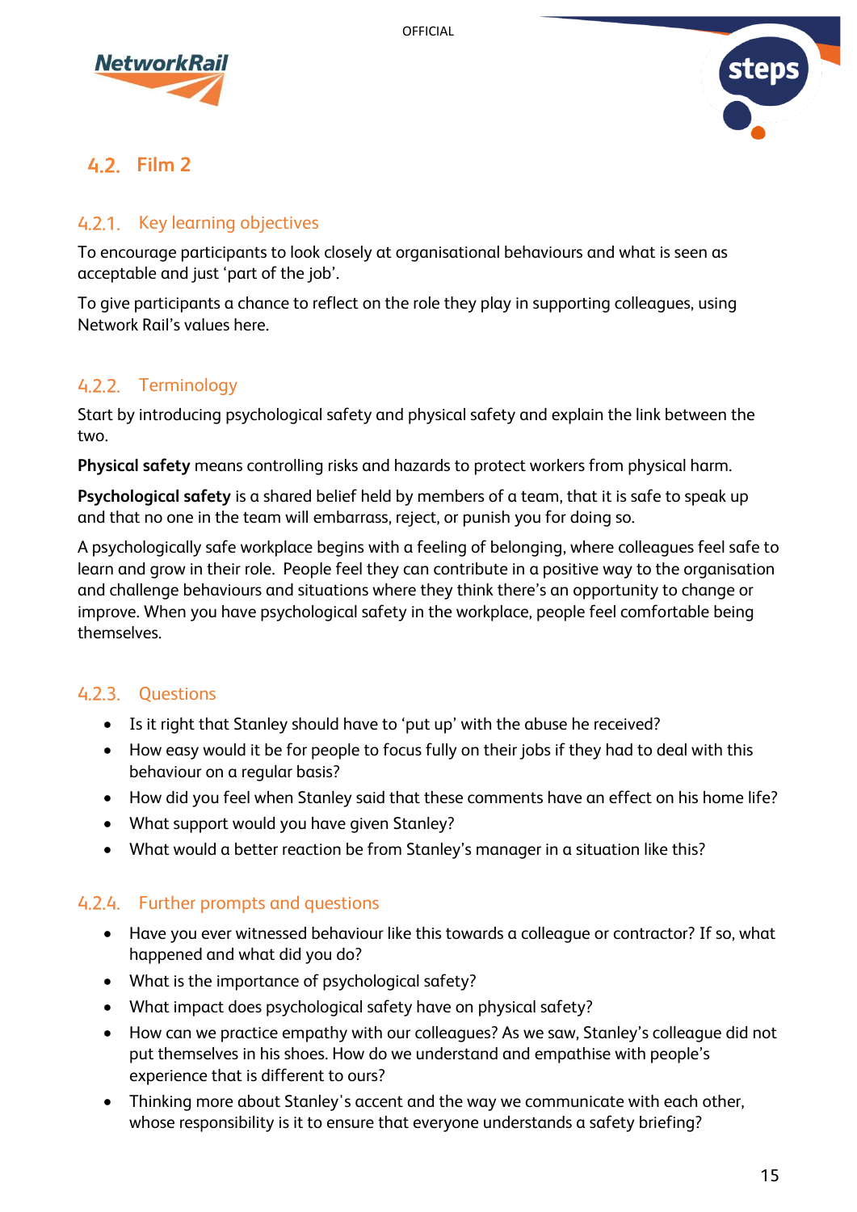## 4.2. Film 2

### 4.2.1. Key learning objectives

To encourage participants to look closely at organisational behaviours and what is seen as acceptable and just 'part of the job'.

To give participants a chance to reflect on the role they play in supporting colleagues, using Network Rail's values here.

### 4.2.2. Terminology

Start by introducing psychological safety and physical safety and explain the link between the two.

**Physical safety** means controlling risks and hazards to protect workers from physical harm.

**Psychological safety** is a shared belief held by members of a team, that it is safe to speak up and that no one in the team will embarrass, reject, or punish you for doing so.

A psychologically safe workplace begins with a feeling of belonging, where colleagues feel safe to learn and grow in their role. People feel they can contribute in a positive way to the organisation and challenge behaviours and situations where they think there's an opportunity to change or improve. When you have psychological safety in the workplace, people feel comfortable being themselves.

### 4.2.3. Questions

- Is it right that Stanley should have to 'put up' with the abuse he received?
- How easy would it be for people to focus fully on their jobs if they had to deal with this behaviour on a regular basis?
- How did you feel when Stanley said that these comments have an effect on his home life?
- What support would you have given Stanley?
- What would a better reaction be from Stanley's manager in a situation like this?

### 4.2.4. Further prompts and questions

- Have you ever witnessed behaviour like this towards a colleague or contractor? If so, what happened and what did you do?
- What is the importance of psychological safety?
- What impact does psychological safety have on physical safety?
- How can we practice empathy with our colleagues? As we saw, Stanley's colleague did not put themselves in his shoes. How do we understand and empathise with people's experience that is different to ours?
- Thinking more about Stanley's accent and the way we communicate with each other, whose responsibility is it to ensure that everyone understands a safety briefing?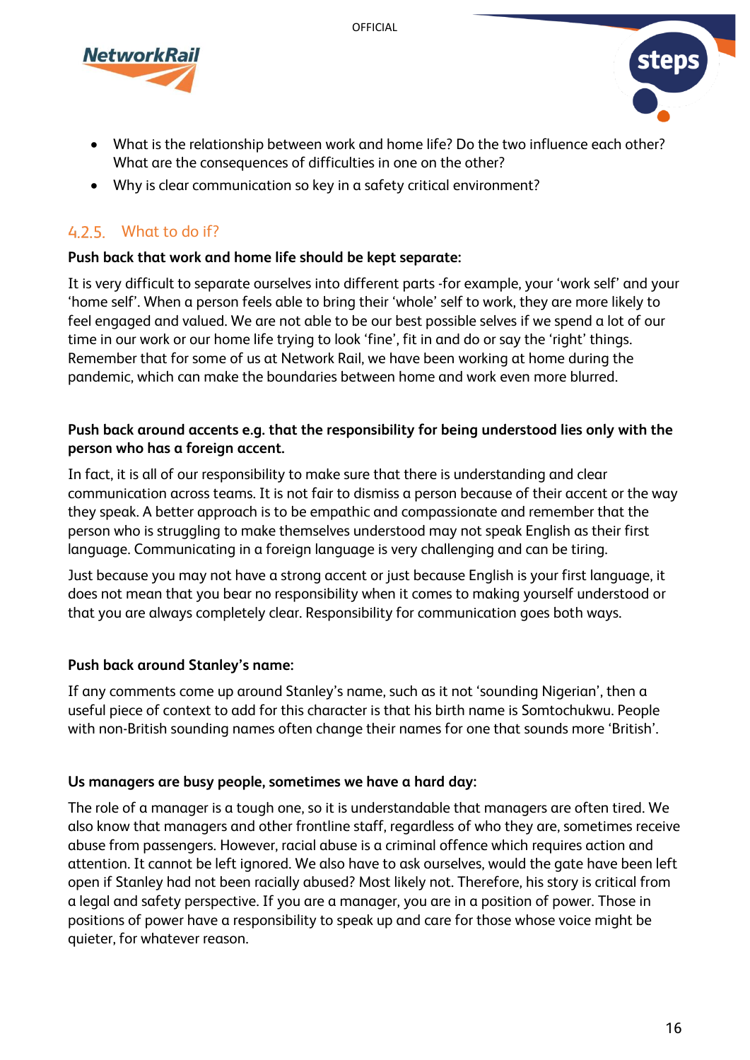- What is the relationship between work and home life? Do the two influence each other? What are the consequences of difficulties in one on the other?
- Why is clear communication so key in a safety critical environment?

### 4.2.5. What to do if?

**Push back that work and home life should be kept separate:**

It is very difficult to separate ourselves into different parts -for example, your 'work self' and your 'home self'. When a person feels able to bring their 'whole' self to work, they are more likely to feel engaged and valued. We are not able to be our best possible selves if we spend a lot of our time in our work or our home life trying to look 'fine', fit in and do or say the 'right' things. Remember that for some of us at Network Rail, we have been working at home during the pandemic, which can make the boundaries between home and work even more blurred.

**Push back around accents e.g. that the responsibility for being understood lies only with the person who has a foreign accent.**

In fact, it is all of our responsibility to make sure that there is understanding and clear communication across teams. It is not fair to dismiss a person because of their accent or the way they speak. A better approach is to be empathic and compassionate and remember that the person who is struggling to make themselves understood may not speak English as their first language. Communicating in a foreign language is very challenging and can be tiring.

Just because you may not have a strong accent or just because English is your first language, it does not mean that you bear no responsibility when it comes to making yourself understood or that you are always completely clear. Responsibility for communication goes both ways.

**Push back around Stanley's name:**

If any comments come up around Stanley's name, such as it not 'sounding Nigerian', then a useful piece of context to add for this character is that his birth name is Somtochukwu. People with non-British sounding names often change their names for one that sounds more 'British'.

**Us managers are busy people, sometimes we have a hard day:**

The role of a manager is a tough one, so it is understandable that managers are often tired. We also know that managers and other frontline staff, regardless of who they are, sometimes receive abuse from passengers. However, racial abuse is a criminal offence which requires action and attention. It cannot be left ignored. We also have to ask ourselves, would the gate have been left open if Stanley had not been racially abused? Most likely not. Therefore, his story is critical from a legal and safety perspective. If you are a manager, you are in a position of power. Those in positions of power have a responsibility to speak up and care for those whose voice might be quieter, for whatever reason.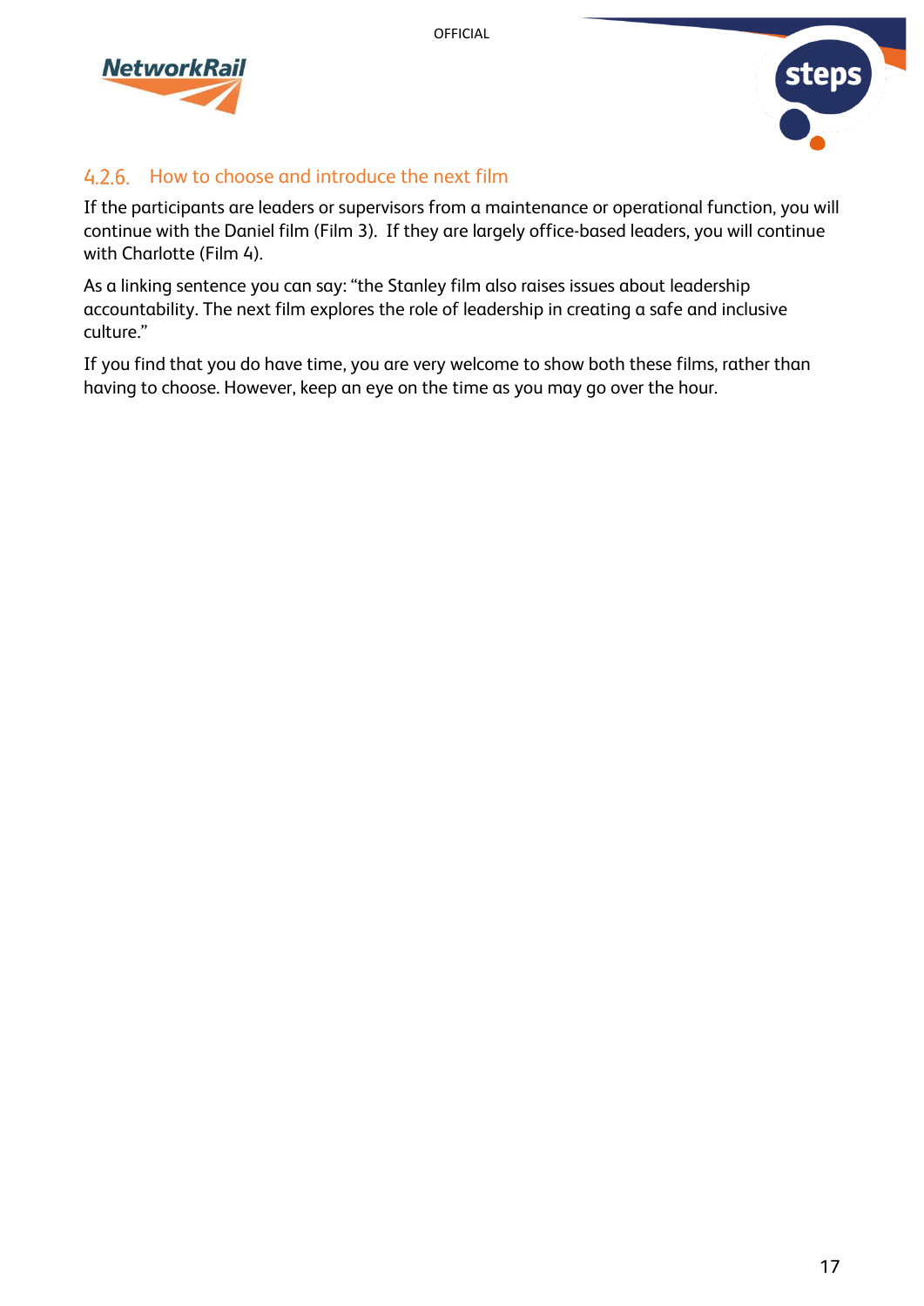### 4.2.6. How to choose and introduce the next film

If the participants are leaders or supervisors from a maintenance or operational function, you will continue with the Daniel film (Film 3). If they are largely office-based leaders, you will continue with Charlotte (Film 4).

As a linking sentence you can say: "the Stanley film also raises issues about leadership accountability. The next film explores the role of leadership in creating a safe and inclusive culture."

If you find that you do have time, you are very welcome to show both these films, rather than having to choose. However, keep an eye on the time as you may go over the hour.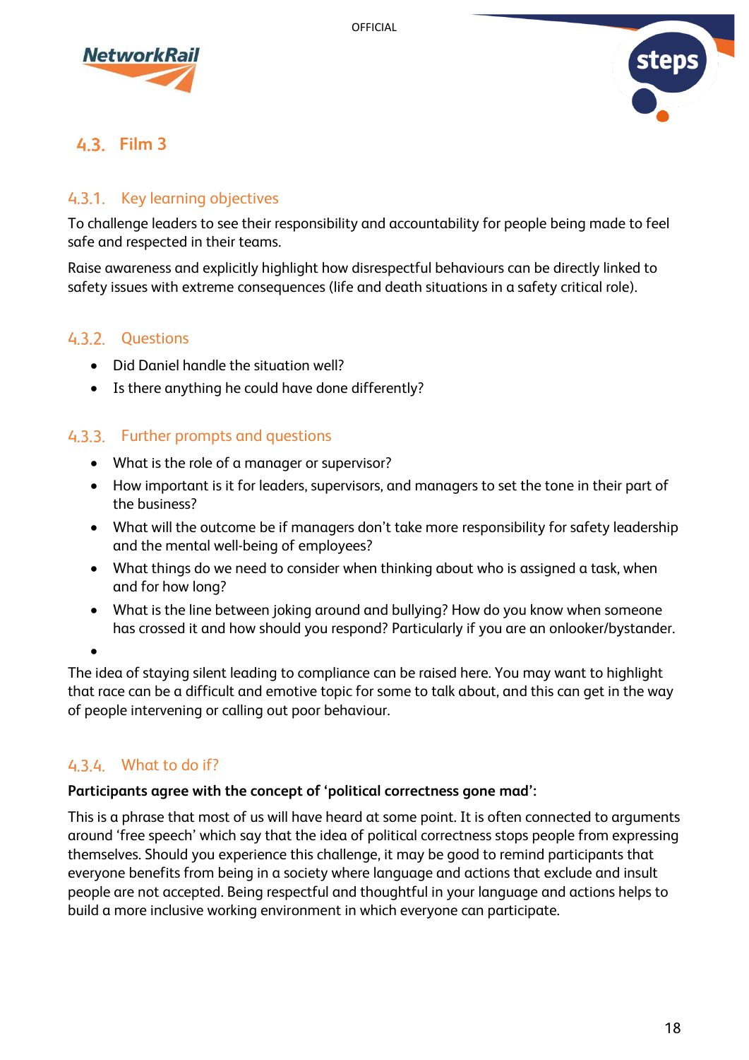## 4.3. Film 3

### 4.3.1. Key learning objectives

To challenge leaders to see their responsibility and accountability for people being made to feel safe and respected in their teams.

Raise awareness and explicitly highlight how disrespectful behaviours can be directly linked to safety issues with extreme consequences (life and death situations in a safety critical role).

### 4.3.2. Questions

- Did Daniel handle the situation well?
- Is there anything he could have done differently?

### 4.3.3. Further prompts and questions

- What is the role of a manager or supervisor?
- How important is it for leaders, supervisors, and managers to set the tone in their part of the business?
- What will the outcome be if managers don't take more responsibility for safety leadership and the mental well-being of employees?
- What things do we need to consider when thinking about who is assigned a task, when and for how long?
- What is the line between joking around and bullying? How do you know when someone has crossed it and how should you respond? Particularly if you are an onlooker/bystander.

The idea of staying silent leading to compliance can be raised here. You may want to highlight that race can be a difficult and emotive topic for some to talk about, and this can get in the way of people intervening or calling out poor behaviour.

### 4.3.4. What to do if?

**Participants agree with the concept of 'political correctness gone mad':**

This is a phrase that most of us will have heard at some point. It is often connected to arguments around 'free speech' which say that the idea of political correctness stops people from expressing themselves. Should you experience this challenge, it may be good to remind participants that everyone benefits from being in a society where language and actions that exclude and insult people are not accepted. Being respectful and thoughtful in your language and actions helps to build a more inclusive working environment in which everyone can participate.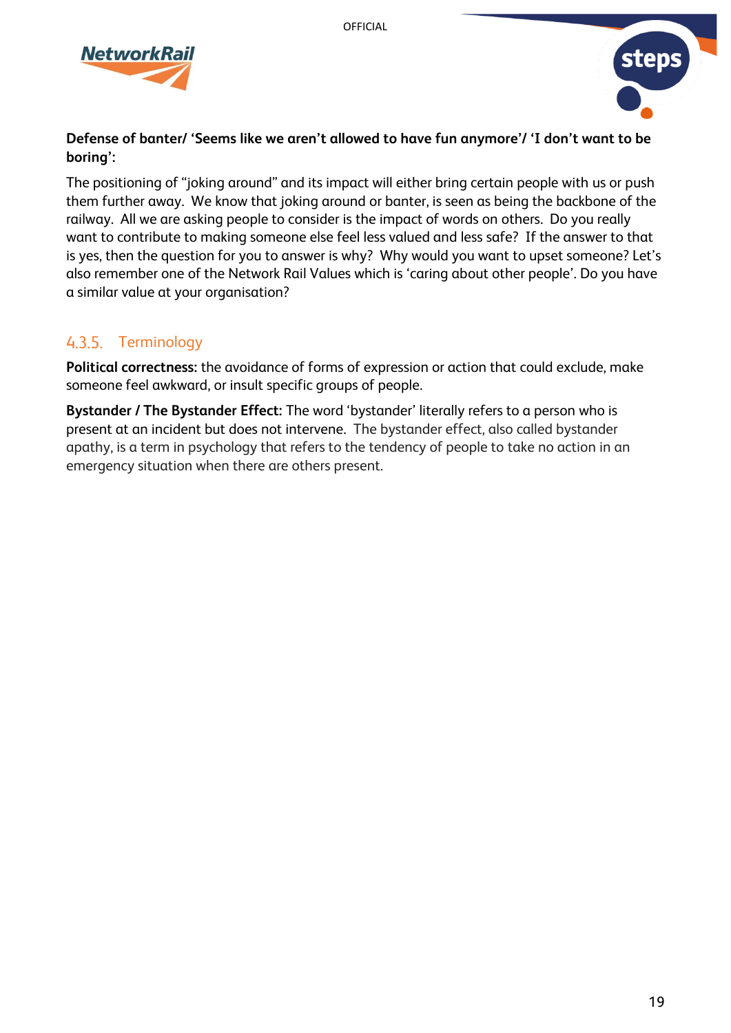**Defense of banter/ 'Seems like we aren't allowed to have fun anymore'/ 'I don't want to be boring':**

The positioning of "joking around" and its impact will either bring certain people with us or push them further away. We know that joking around or banter, is seen as being the backbone of the railway. All we are asking people to consider is the impact of words on others. Do you really want to contribute to making someone else feel less valued and less safe? If the answer to that is yes, then the question for you to answer is why? Why would you want to upset someone? Let's also remember one of the Network Rail Values which is 'caring about other people'. Do you have a similar value at your organisation?

### 4.3.5. Terminology

**Political correctness:** the avoidance of forms of expression or action that could exclude, make someone feel awkward, or insult specific groups of people.

**Bystander / The Bystander Effect:** The word 'bystander' literally refers to a person who is present at an incident but does not intervene. The bystander effect, also called bystander apathy, is a term in psychology that refers to the tendency of people to take no action in an emergency situation when there are others present.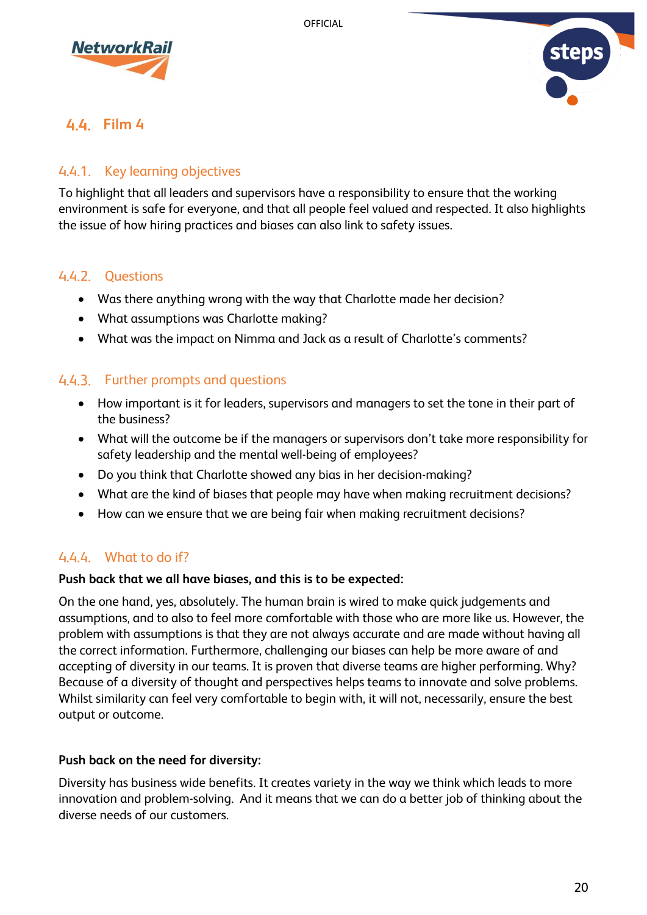## 4.4. Film 4

### 4.4.1. Key learning objectives

To highlight that all leaders and supervisors have a responsibility to ensure that the working environment is safe for everyone, and that all people feel valued and respected. It also highlights the issue of how hiring practices and biases can also link to safety issues.

### 4.4.2. Questions

- Was there anything wrong with the way that Charlotte made her decision?
- What assumptions was Charlotte making?
- What was the impact on Nimma and Jack as a result of Charlotte's comments?

### 4.4.3. Further prompts and questions

- How important is it for leaders, supervisors and managers to set the tone in their part of the business?
- What will the outcome be if the managers or supervisors don't take more responsibility for safety leadership and the mental well-being of employees?
- Do you think that Charlotte showed any bias in her decision-making?
- What are the kind of biases that people may have when making recruitment decisions?
- How can we ensure that we are being fair when making recruitment decisions?

### 4.4.4. What to do if?

**Push back that we all have biases, and this is to be expected:**

On the one hand, yes, absolutely. The human brain is wired to make quick judgements and assumptions, and to also to feel more comfortable with those who are more like us. However, the problem with assumptions is that they are not always accurate and are made without having all the correct information. Furthermore, challenging our biases can help be more aware of and accepting of diversity in our teams. It is proven that diverse teams are higher performing. Why? Because of a diversity of thought and perspectives helps teams to innovate and solve problems. Whilst similarity can feel very comfortable to begin with, it will not, necessarily, ensure the best output or outcome.

**Push back on the need for diversity:**

Diversity has business wide benefits. It creates variety in the way we think which leads to more innovation and problem-solving. And it means that we can do a better job of thinking about the diverse needs of our customers.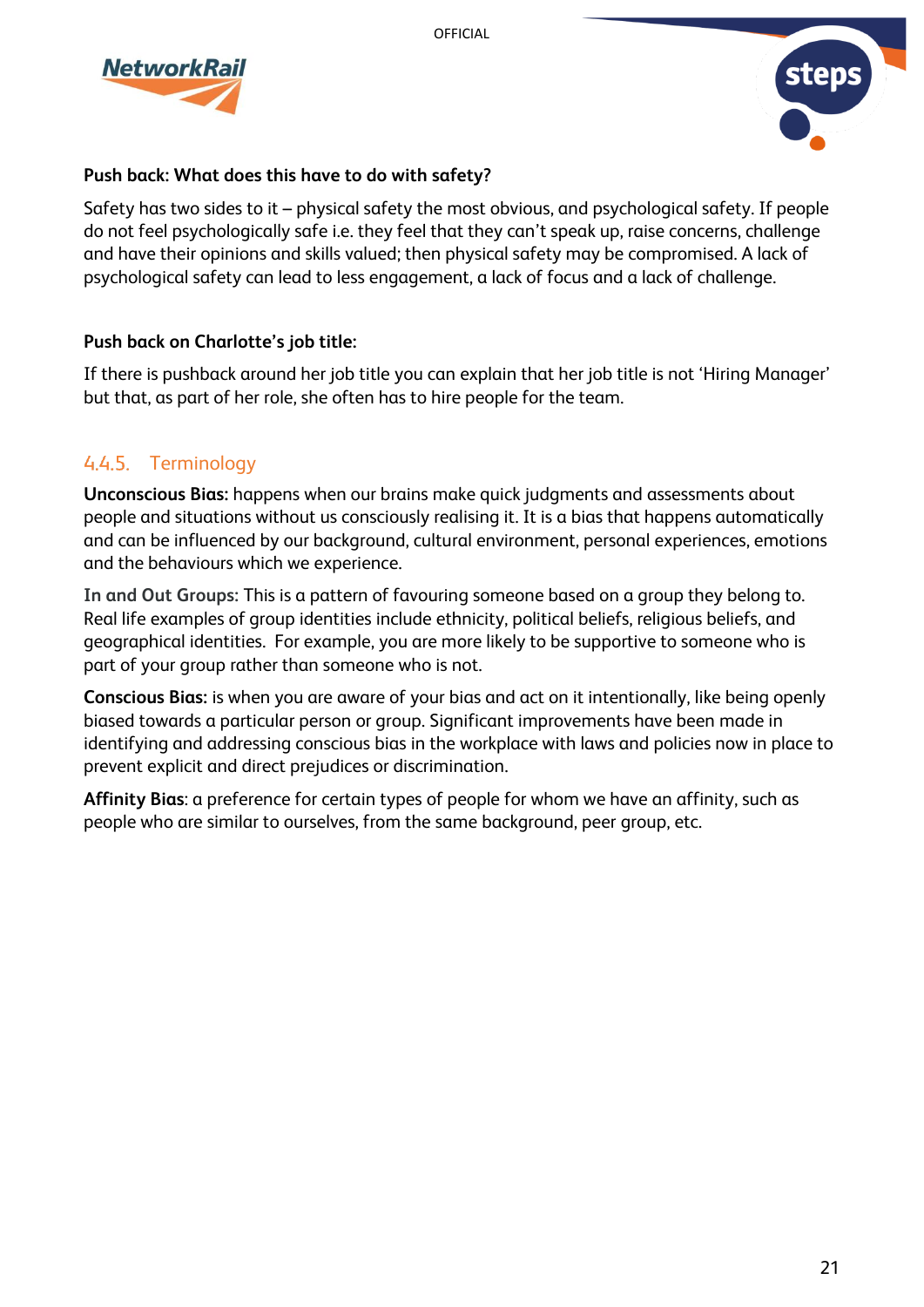**Push back: What does this have to do with safety?**

Safety has two sides to it – physical safety the most obvious, and psychological safety. If people do not feel psychologically safe i.e. they feel that they can't speak up, raise concerns, challenge and have their opinions and skills valued; then physical safety may be compromised. A lack of psychological safety can lead to less engagement, a lack of focus and a lack of challenge.

**Push back on Charlotte's job title:**

If there is pushback around her job title you can explain that her job title is not 'Hiring Manager' but that, as part of her role, she often has to hire people for the team.

### 4.4.5. Terminology

**Unconscious Bias:** happens when our brains make quick judgments and assessments about people and situations without us consciously realising it. It is a bias that happens automatically and can be influenced by our background, cultural environment, personal experiences, emotions and the behaviours which we experience.

**In and Out Groups:** This is a pattern of favouring someone based on a group they belong to. Real life examples of group identities include ethnicity, political beliefs, religious beliefs, and geographical identities. For example, you are more likely to be supportive to someone who is part of your group rather than someone who is not.

**Conscious Bias:** is when you are aware of your bias and act on it intentionally, like being openly biased towards a particular person or group. Significant improvements have been made in identifying and addressing conscious bias in the workplace with laws and policies now in place to prevent explicit and direct prejudices or discrimination.

**Affinity Bias**: a preference for certain types of people for whom we have an affinity, such as people who are similar to ourselves, from the same background, peer group, etc.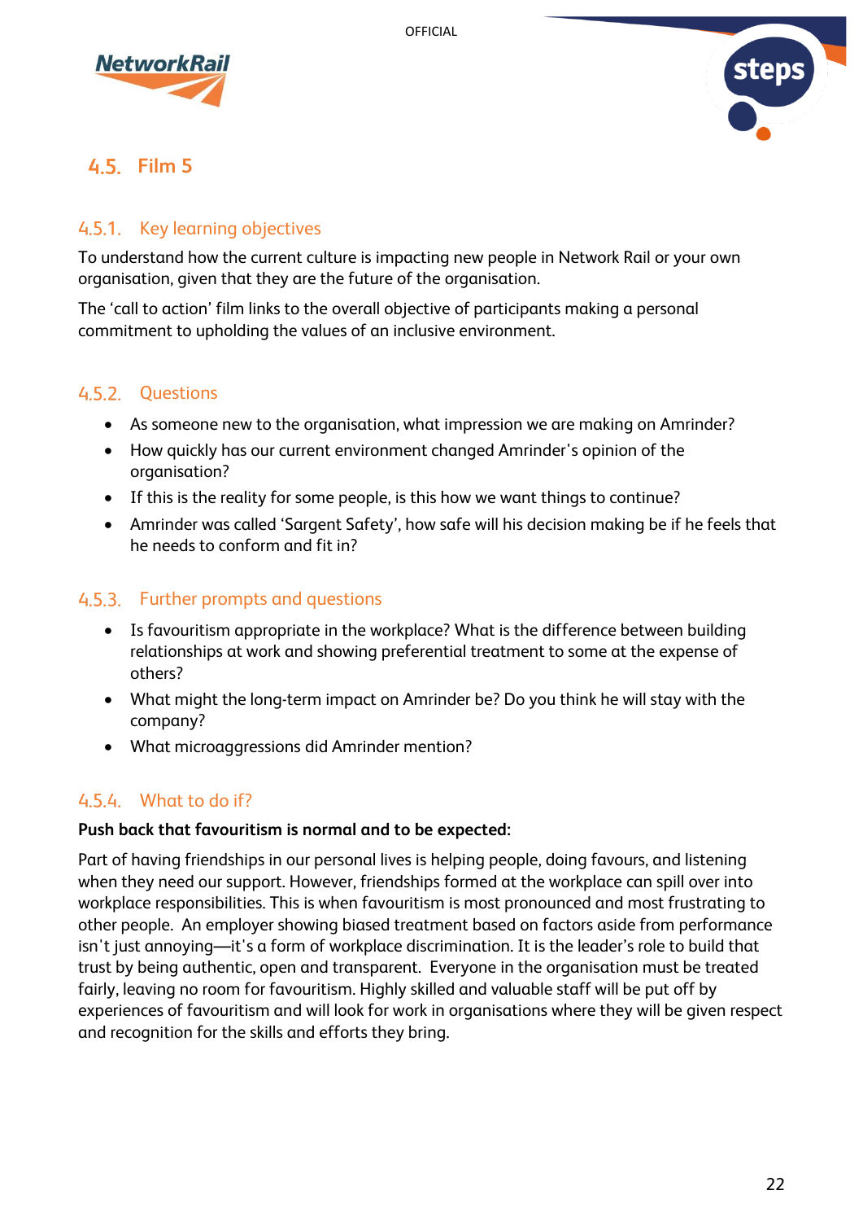## 4.5. Film 5

### 4.5.1. Key learning objectives

To understand how the current culture is impacting new people in Network Rail or your own organisation, given that they are the future of the organisation.

The 'call to action' film links to the overall objective of participants making a personal commitment to upholding the values of an inclusive environment.

### 4.5.2. Questions

- As someone new to the organisation, what impression we are making on Amrinder?
- How quickly has our current environment changed Amrinder's opinion of the organisation?
- If this is the reality for some people, is this how we want things to continue?
- Amrinder was called 'Sargent Safety', how safe will his decision making be if he feels that he needs to conform and fit in?

### 4.5.3. Further prompts and questions

- Is favouritism appropriate in the workplace? What is the difference between building relationships at work and showing preferential treatment to some at the expense of others?
- What might the long-term impact on Amrinder be? Do you think he will stay with the company?
- What microaggressions did Amrinder mention?

### 4.5.4. What to do if?

**Push back that favouritism is normal and to be expected:**

Part of having friendships in our personal lives is helping people, doing favours, and listening when they need our support. However, friendships formed at the workplace can spill over into workplace responsibilities. This is when favouritism is most pronounced and most frustrating to other people. An employer showing biased treatment based on factors aside from performance isn't just annoying—it's a form of workplace discrimination. It is the leader's role to build that trust by being authentic, open and transparent. Everyone in the organisation must be treated fairly, leaving no room for favouritism. Highly skilled and valuable staff will be put off by experiences of favouritism and will look for work in organisations where they will be given respect and recognition for the skills and efforts they bring.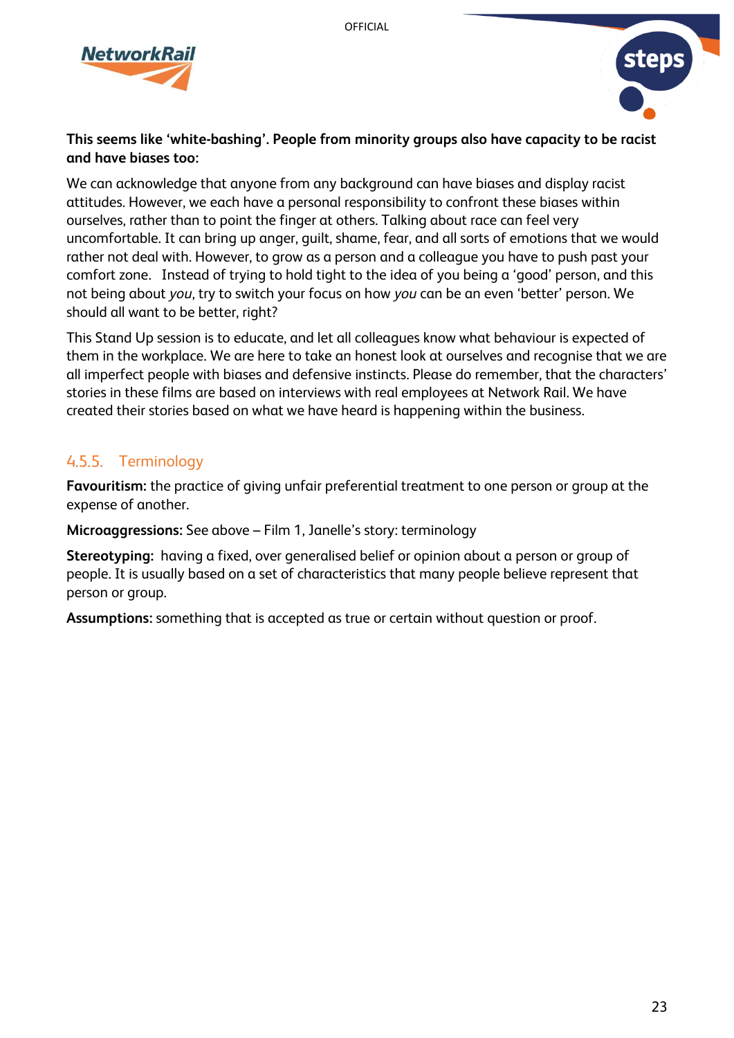**This seems like 'white-bashing'. People from minority groups also have capacity to be racist and have biases too:**

We can acknowledge that anyone from any background can have biases and display racist attitudes. However, we each have a personal responsibility to confront these biases within ourselves, rather than to point the finger at others. Talking about race can feel very uncomfortable. It can bring up anger, guilt, shame, fear, and all sorts of emotions that we would rather not deal with. However, to grow as a person and a colleague you have to push past your comfort zone. Instead of trying to hold tight to the idea of you being a 'good' person, and this not being about *you*, try to switch your focus on how *you* can be an even 'better' person. We should all want to be better, right?

This Stand Up session is to educate, and let all colleagues know what behaviour is expected of them in the workplace. We are here to take an honest look at ourselves and recognise that we are all imperfect people with biases and defensive instincts. Please do remember, that the characters' stories in these films are based on interviews with real employees at Network Rail. We have created their stories based on what we have heard is happening within the business.

### 4.5.5. Terminology

**Favouritism:** the practice of giving unfair preferential treatment to one person or group at the expense of another.

**Microaggressions:** See above – Film 1, Janelle's story: terminology

**Stereotyping:** having a fixed, over generalised belief or opinion about a person or group of people. It is usually based on a set of characteristics that many people believe represent that person or group.

**Assumptions:** something that is accepted as true or certain without question or proof.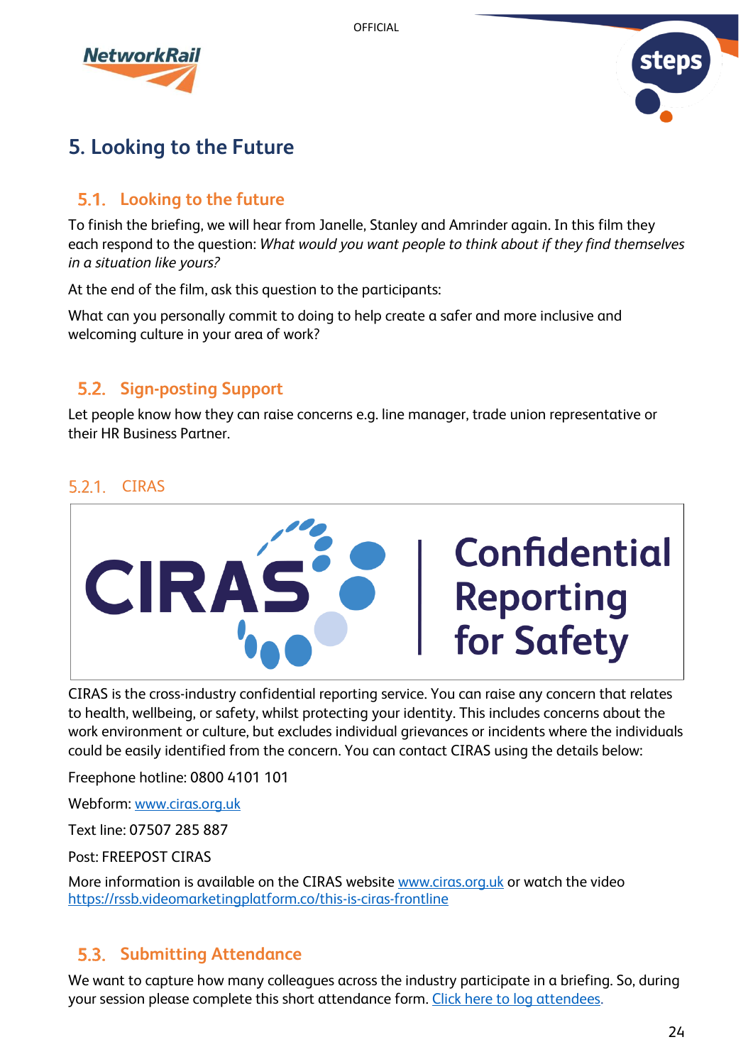# 5. Looking to the Future

## 5.1. Looking to the future

To finish the briefing, we will hear from Janelle, Stanley and Amrinder again. In this film they each respond to the question: *What would you want people to think about if they find themselves in a situation like yours?*

At the end of the film, ask this question to the participants:

What can you personally commit to doing to help create a safer and more inclusive and welcoming culture in your area of work?

## 5.2. Sign-posting Support

Let people know how they can raise concerns e.g. line manager, trade union representative or their HR Business Partner.

### 5.2.1. CIRAS

CIRAS | Confidential Reporting for Safety

CIRAS is the cross-industry confidential reporting service. You can raise any concern that relates to health, wellbeing, or safety, whilst protecting your identity. This includes concerns about the work environment or culture, but excludes individual grievances or incidents where the individuals could be easily identified from the concern. You can contact CIRAS using the details below:

Freephone hotline: 0800 4101 101

Webform: [www.ciras.org.uk](www.ciras.org.uk)

Text line: 07507 285 887

Post: FREEPOST CIRAS

More information is available on the CIRAS website [www.ciras.org.uk](www.ciras.org.uk) or watch the video [https://rssb.videomarketingplatform.co/this-is-ciras-frontline](https://rssb.videomarketingplatform.co/this-is-ciras-frontline)

## 5.3. Submitting Attendance

We want to capture how many colleagues across the industry participate in a briefing. So, during your session please complete this short attendance form. Click here to log attendees.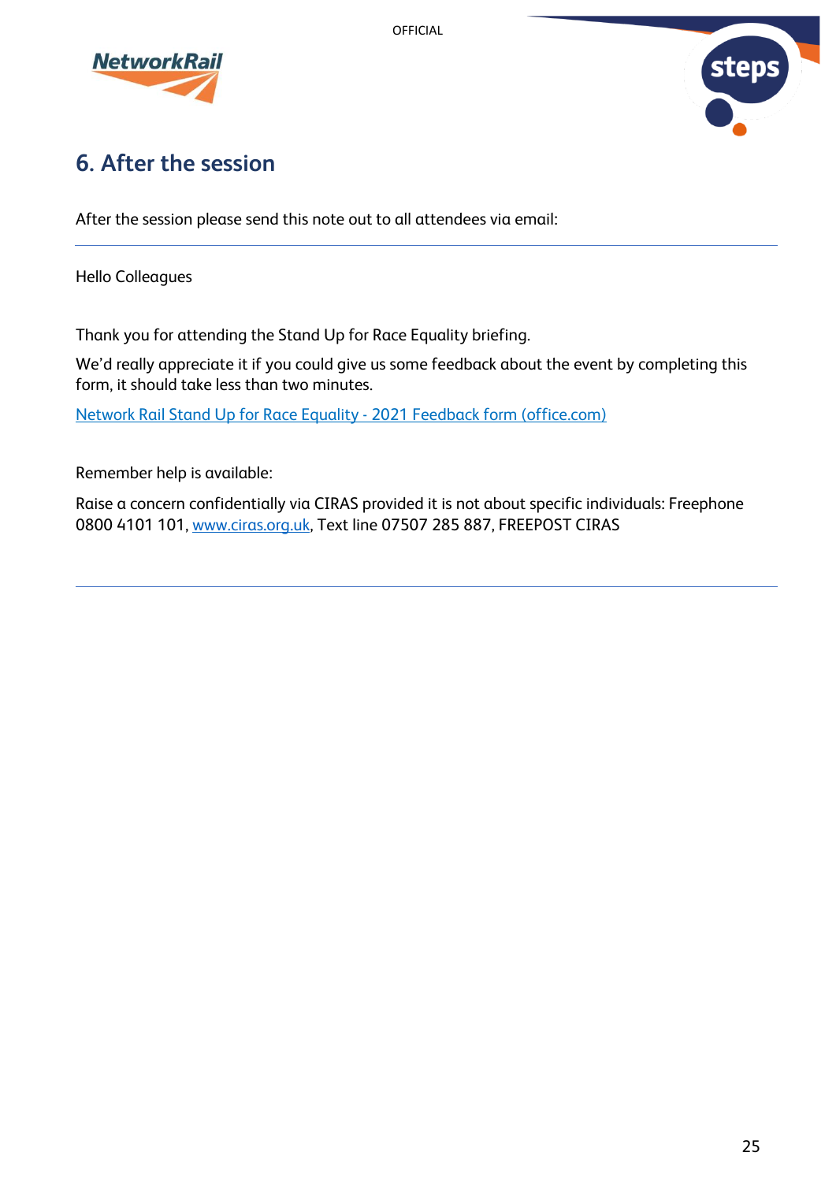## 6. After the session

After the session please send this note out to all attendees via email:

---

Hello Colleagues

Thank you for attending the Stand Up for Race Equality briefing.

We'd really appreciate it if you could give us some feedback about the event by completing this form, it should take less than two minutes.

Network Rail Stand Up for Race Equality - 2021 Feedback form (office.com)

Remember help is available:

Raise a concern confidentially via CIRAS provided it is not about specific individuals: Freephone 0800 4101 101, www.ciras.org.uk, Text line 07507 285 887, FREEPOST CIRAS

---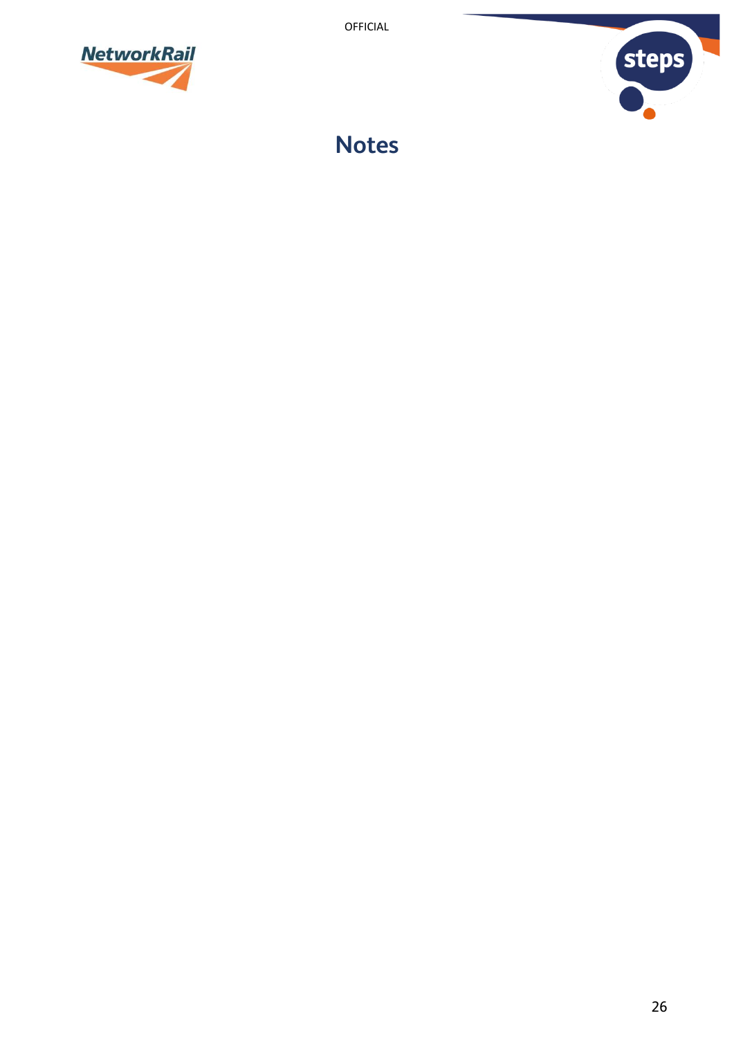# Notes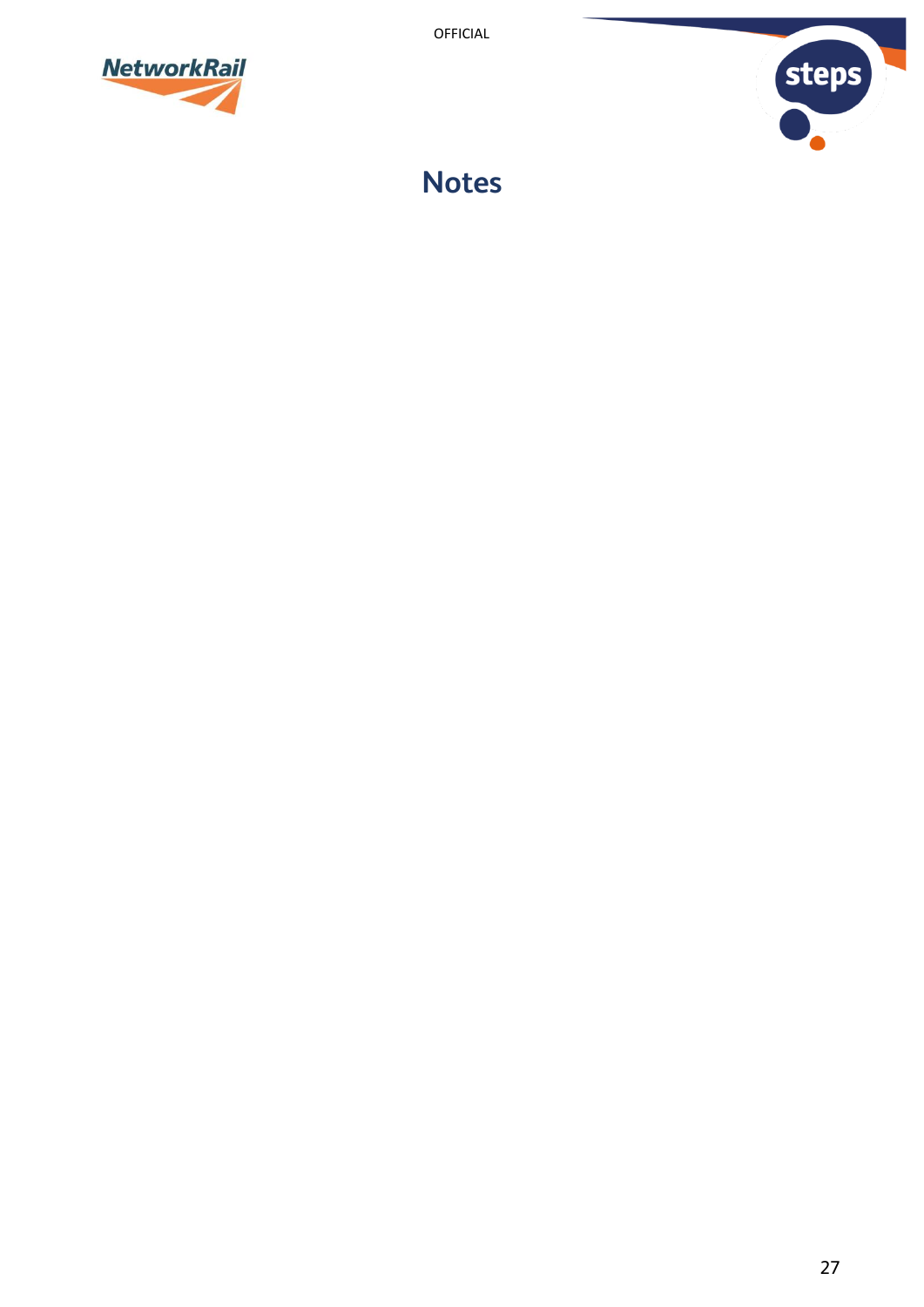# Notes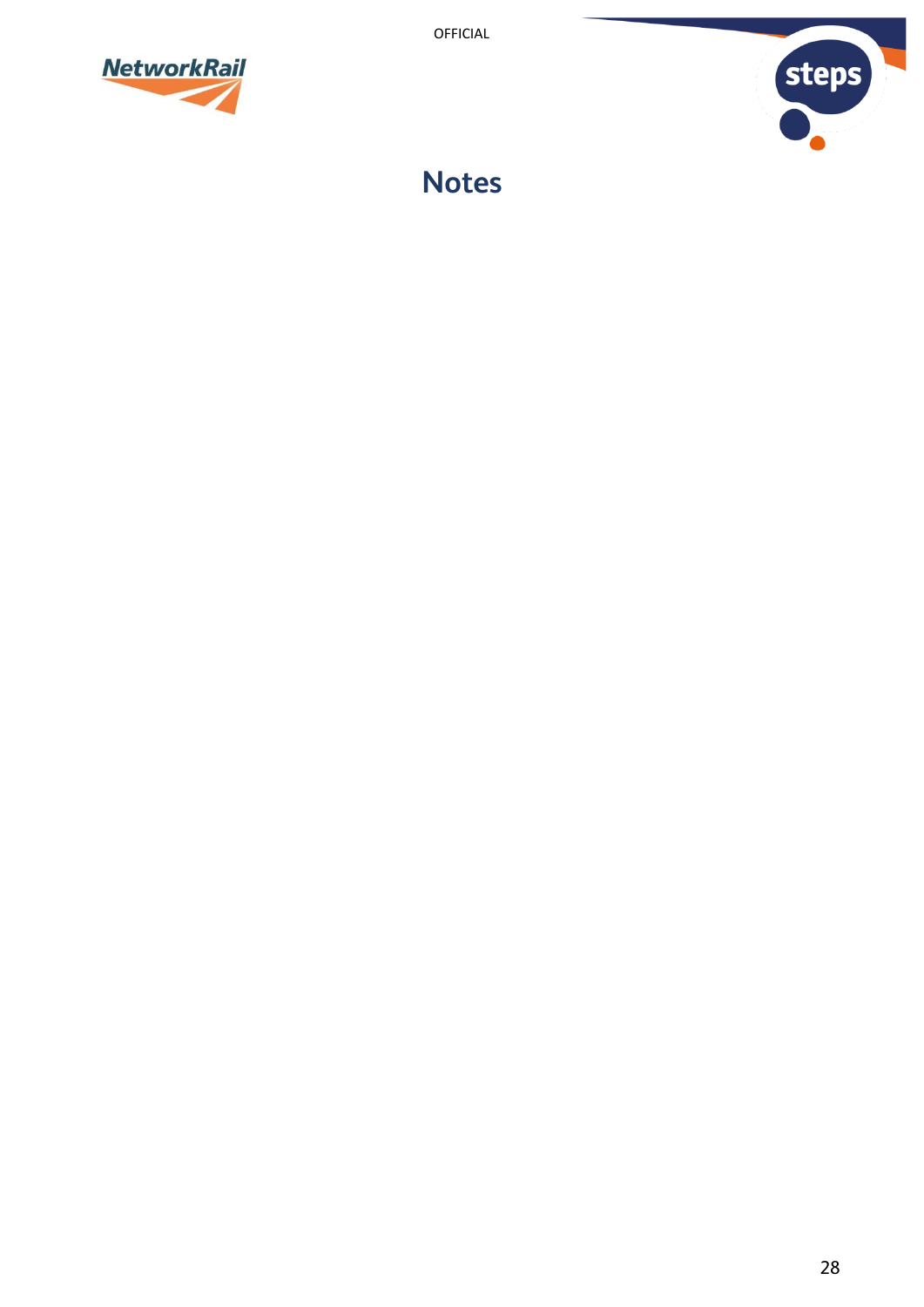# Notes